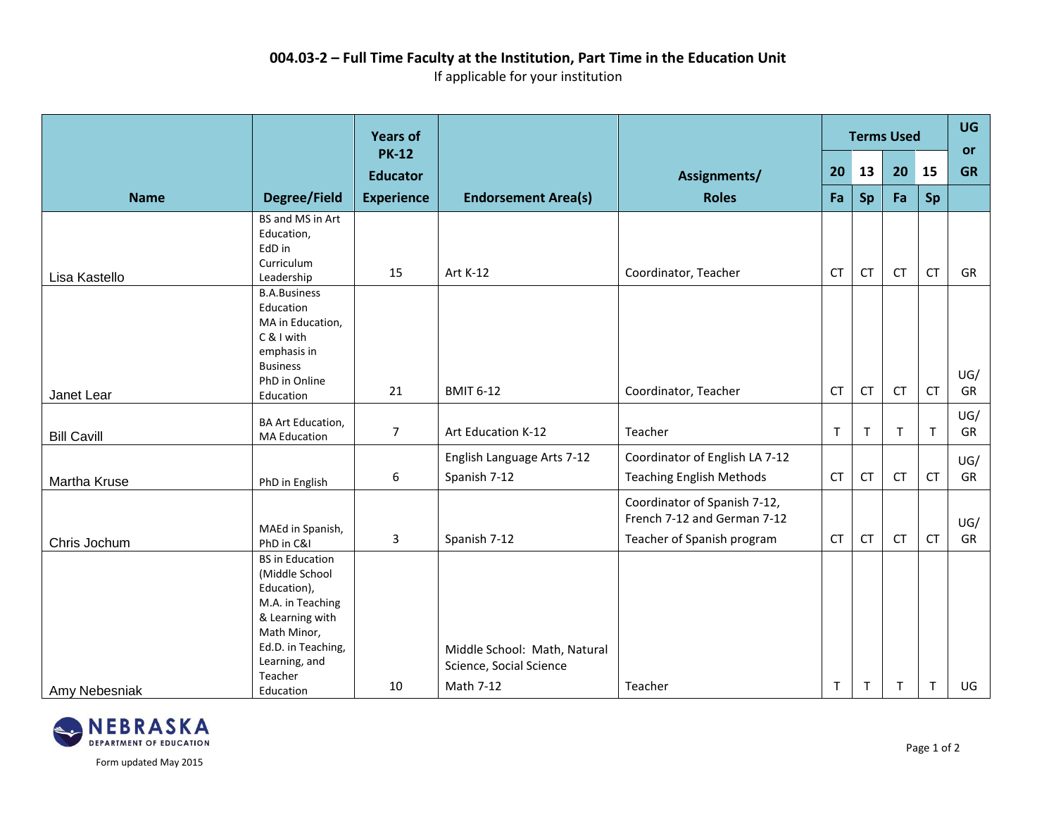**004.03-2 – Full Time Faculty at the Institution, Part Time in the Education Unit**

If applicable for your institution

| Name | Degree/Field | Years of PK-12 Educator Experience | Endorsement Area(s) | Assignments/ Roles | Terms Used | | | | UG or GR |
|---|---|---|---|---|---|---|---|---|---|
| | | | | | 20 | 13 | 20 | 15 | |
| | | | | | Fa | Sp | Fa | Sp | |
| Lisa Kastello | BS and MS in Art Education, EdD in Curriculum Leadership | 15 | Art K-12 | Coordinator, Teacher | CT | CT | CT | CT | GR |
| Janet Lear | B.A.Business Education MA in Education, C & I with emphasis in Business PhD in Online Education | 21 | BMIT 6-12 | Coordinator, Teacher | CT | CT | CT | CT | UG/ GR |
| Bill Cavill | BA Art Education, MA Education | 7 | Art Education K-12 | Teacher | T | T | T | T | UG/ GR |
| Martha Kruse | PhD in English | 6 | English Language Arts 7-12 Spanish 7-12 | Coordinator of English LA 7-12 Teaching English Methods | CT | CT | CT | CT | UG/ GR |
| Chris Jochum | MAEd in Spanish, PhD in C&I | 3 | Spanish 7-12 | Coordinator of Spanish 7-12, French 7-12 and German 7-12 Teacher of Spanish program | CT | CT | CT | CT | UG/ GR |
| Amy Nebesniak | BS in Education (Middle School Education), M.A. in Teaching & Learning with Math Minor, Ed.D. in Teaching, Learning, and Teacher Education | 10 | Middle School: Math, Natural Science, Social Science Math 7-12 | Teacher | T | T | T | T | UG |

NEBRASKA DEPARTMENT OF EDUCATION

Form updated May 2015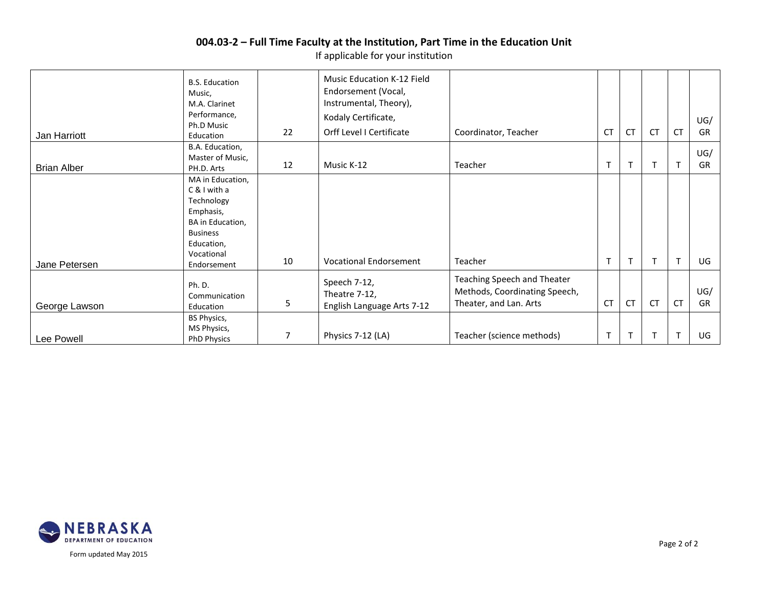## 004.03-2 – Full Time Faculty at the Institution, Part Time in the Education Unit

If applicable for your institution

| | | | | | | | | | |
|---|---|---|---|---|---|---|---|---|---|
| Jan Harriott | B.S. Education Music, M.A. Clarinet Performance, Ph.D Music Education | 22 | Music Education K-12 Field Endorsement (Vocal, Instrumental, Theory), Kodaly Certificate, Orff Level I Certificate | Coordinator, Teacher | CT | CT | CT | CT | UG/ GR |
| Brian Alber | B.A. Education, Master of Music, PH.D. Arts | 12 | Music K-12 | Teacher | T | T | T | T | UG/ GR |
| Jane Petersen | MA in Education, C & I with a Technology Emphasis, BA in Education, Business Education, Vocational Endorsement | 10 | Vocational Endorsement | Teacher | T | T | T | T | UG |
| George Lawson | Ph. D. Communication Education | 5 | Speech 7-12, Theatre 7-12, English Language Arts 7-12 | Teaching Speech and Theater Methods, Coordinating Speech, Theater, and Lan. Arts | CT | CT | CT | CT | UG/ GR |
| Lee Powell | BS Physics, MS Physics, PhD Physics | 7 | Physics 7-12 (LA) | Teacher (science methods) | T | T | T | T | UG |

NEBRASKA DEPARTMENT OF EDUCATION

Form updated May 2015